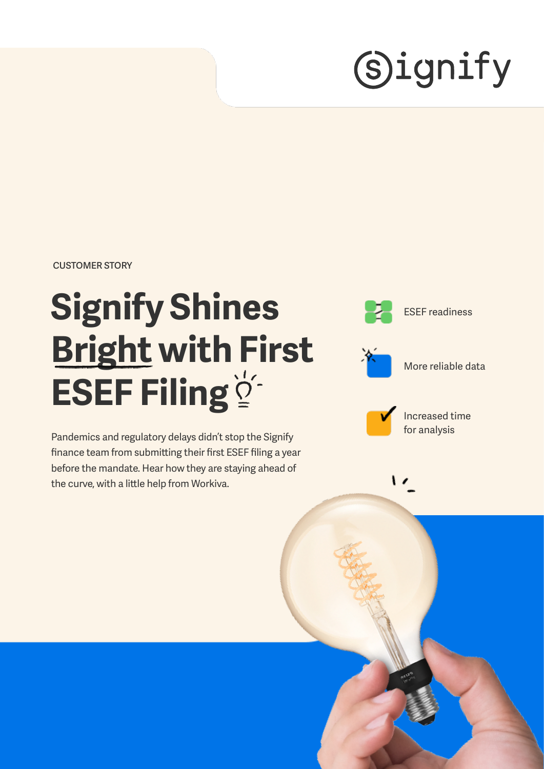CUSTOMER STORY

# Signify Shines Bright with First ESEF Filing

Pandemics and regulatory delays didn't stop the Signify finance team from submitting their first ESEF filing a year before the mandate. Hear how they are staying ahead of the curve, with a little help from Workiva.

- ESEF readiness
- More reliable data
- Increased time for analysis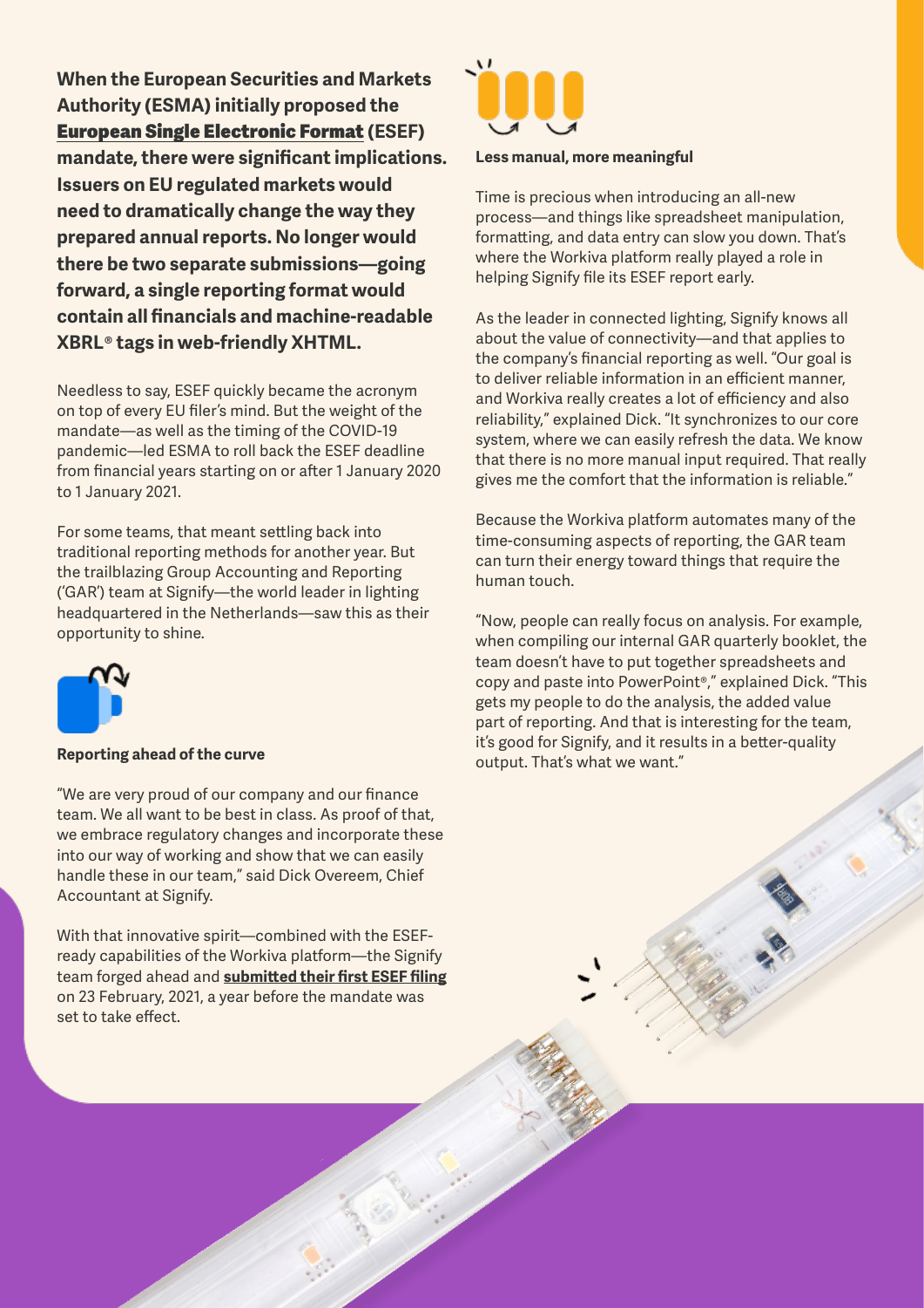**When the European Securities and Markets Authority (ESMA) initially proposed the European Single Electronic Format (ESEF) mandate, there were significant implications. Issuers on EU regulated markets would need to dramatically change the way they prepared annual reports. No longer would there be two separate submissions—going forward, a single reporting format would contain all financials and machine-readable XBRL® tags in web-friendly XHTML.**

Needless to say, ESEF quickly became the acronym on top of every EU filer's mind. But the weight of the mandate—as well as the timing of the COVID-19 pandemic—led ESMA to roll back the ESEF deadline from financial years starting on or after 1 January 2020 to 1 January 2021.

For some teams, that meant settling back into traditional reporting methods for another year. But the trailblazing Group Accounting and Reporting ('GAR') team at Signify—the world leader in lighting headquartered in the Netherlands—saw this as their opportunity to shine.

### Reporting ahead of the curve

"We are very proud of our company and our finance team. We all want to be best in class. As proof of that, we embrace regulatory changes and incorporate these into our way of working and show that we can easily handle these in our team," said Dick Overeem, Chief Accountant at Signify.

With that innovative spirit—combined with the ESEF-ready capabilities of the Workiva platform—the Signify team forged ahead and **submitted their first ESEF filing** on 23 February, 2021, a year before the mandate was set to take effect.

### Less manual, more meaningful

Time is precious when introducing an all-new process—and things like spreadsheet manipulation, formatting, and data entry can slow you down. That's where the Workiva platform really played a role in helping Signify file its ESEF report early.

As the leader in connected lighting, Signify knows all about the value of connectivity—and that applies to the company's financial reporting as well. "Our goal is to deliver reliable information in an efficient manner, and Workiva really creates a lot of efficiency and also reliability," explained Dick. "It synchronizes to our core system, where we can easily refresh the data. We know that there is no more manual input required. That really gives me the comfort that the information is reliable."

Because the Workiva platform automates many of the time-consuming aspects of reporting, the GAR team can turn their energy toward things that require the human touch.

"Now, people can really focus on analysis. For example, when compiling our internal GAR quarterly booklet, the team doesn't have to put together spreadsheets and copy and paste into PowerPoint®," explained Dick. "This gets my people to do the analysis, the added value part of reporting. And that is interesting for the team, it's good for Signify, and it results in a better-quality output. That's what we want."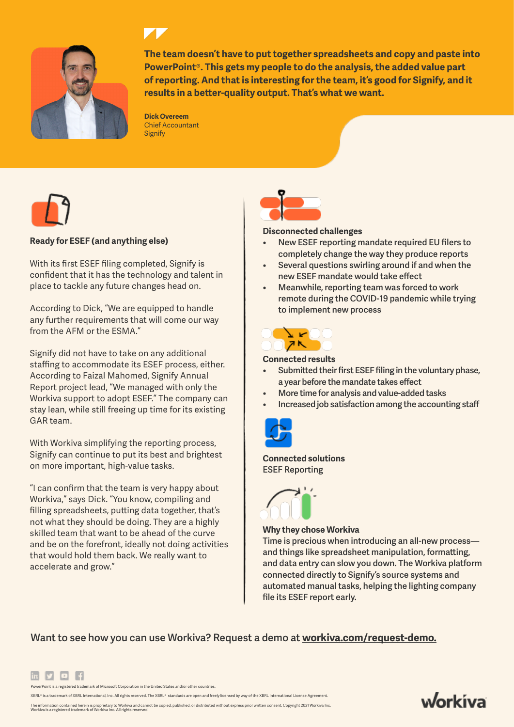> **The team doesn't have to put together spreadsheets and copy and paste into PowerPoint®. This gets my people to do the analysis, the added value part of reporting. And that is interesting for the team, it's good for Signify, and it results in a better-quality output. That's what we want.**
>
> **Dick Overeem**
> Chief Accountant
> Signify

### Ready for ESEF (and anything else)

With its first ESEF filing completed, Signify is confident that it has the technology and talent in place to tackle any future changes head on.

According to Dick, "We are equipped to handle any further requirements that will come our way from the AFM or the ESMA."

Signify did not have to take on any additional staffing to accommodate its ESEF process, either. According to Faizal Mahomed, Signify Annual Report project lead, "We managed with only the Workiva support to adopt ESEF." The company can stay lean, while still freeing up time for its existing GAR team.

With Workiva simplifying the reporting process, Signify can continue to put its best and brightest on more important, high-value tasks.

"I can confirm that the team is very happy about Workiva," says Dick. "You know, compiling and filling spreadsheets, putting data together, that's not what they should be doing. They are a highly skilled team that want to be ahead of the curve and be on the forefront, ideally not doing activities that would hold them back. We really want to accelerate and grow."

### Disconnected challenges

- New ESEF reporting mandate required EU filers to completely change the way they produce reports
- Several questions swirling around if and when the new ESEF mandate would take effect
- Meanwhile, reporting team was forced to work remote during the COVID-19 pandemic while trying to implement new process

### Connected results

- Submitted their first ESEF filing in the voluntary phase, a year before the mandate takes effect
- More time for analysis and value-added tasks
- Increased job satisfaction among the accounting staff

### Connected solutions

ESEF Reporting

### Why they chose Workiva

Time is precious when introducing an all-new process—and things like spreadsheet manipulation, formatting, and data entry can slow you down. The Workiva platform connected directly to Signify's source systems and automated manual tasks, helping the lighting company file its ESEF report early.

Want to see how you can use Workiva? Request a demo at **workiva.com/request-demo.**

PowerPoint is a registered trademark of Microsoft Corporation in the United States and/or other countries.

XBRL® is a trademark of XBRL International, Inc. All rights reserved. The XBRL® standards are open and freely licensed by way of the XBRL International License Agreement.

The information contained herein is proprietary to Workiva and cannot be copied, published, or distributed without express prior written consent. Copyright 2021 Workiva Inc.
Workiva is a registered trademark of Workiva Inc. All rights reserved.